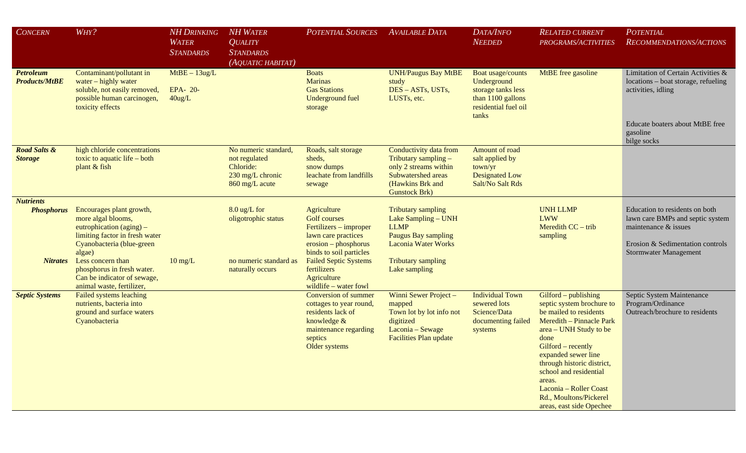| *Concern* | *Why?* | *NH Drinking Water Standards* | *NH Water Quality Standards (Aquatic habitat)* | *Potential Sources* | *Available Data* | *Data/Info Needed* | *Related current programs/activities* | *Potential Recommendations/actions* |
|---|---|---|---|---|---|---|---|---|
| ***Petroleum Products/MtBE*** | Contaminant/pollutant in water – highly water soluble, not easily removed, possible human carcinogen, toxicity effects | MtBE – 13ug/L<br><br>EPA- 20-40ug/L | | Boats<br>Marinas<br>Gas Stations<br>Underground fuel storage | UNH/Paugus Bay MtBE study<br>DES – ASTs, USTs, LUSTs, etc. | Boat usage/counts<br>Underground storage tanks less than 1100 gallons residential fuel oil tanks | MtBE free gasoline | Limitation of Certain Activities & locations – boat storage, refueling activities, idling<br><br>Educate boaters about MtBE free gasoline<br>bilge socks |
| ***Road Salts & Storage*** | high chloride concentrations toxic to aquatic life – both plant & fish | | No numeric standard, not regulated<br>Chloride:<br>230 mg/L chronic<br>860 mg/L acute | Roads, salt storage sheds,<br>snow dumps<br>leachate from landfills<br>sewage | Conductivity data from Tributary sampling – only 2 streams within Subwatershed areas (Hawkins Brk and Gunstock Brk) | Amount of road salt applied by town/yr<br>Designated Low Salt/No Salt Rds | | |
| ***Nutrients*** | | | | | | | | |
| ***Phosphorus*** | Encourages plant growth, more algal blooms, eutrophication (aging) – limiting factor in fresh water<br>Cyanobacteria (blue-green algae) | | 8.0 ug/L for oligotrophic status | Agriculture<br>Golf courses<br>Fertilizers – improper lawn care practices<br>erosion – phosphorus binds to soil particles | Tributary sampling<br>Lake Sampling – UNH LLMP<br>Paugus Bay sampling<br>Laconia Water Works | | UNH LLMP<br>LWW<br>Meredith CC – trib sampling | Education to residents on both lawn care BMPs and septic system maintenance & issues<br><br>Erosion & Sedimentation controls<br>Stormwater Management |
| ***Nitrates*** | Less concern than phosphorus in fresh water. Can be indicator of sewage, animal waste, fertilizer, | 10 mg/L | no numeric standard as naturally occurs | Failed Septic Systems<br>fertilizers<br>Agriculture<br>wildlife – water fowl | Tributary sampling<br>Lake sampling | | | |
| ***Septic Systems*** | Failed systems leaching nutrients, bacteria into ground and surface waters<br>Cyanobacteria | | | Conversion of summer cottages to year round, residents lack of knowledge & maintenance regarding septics<br>Older systems | Winni Sewer Project – mapped<br>Town lot by lot info not digitized<br>Laconia – Sewage Facilities Plan update | Individual Town sewered lots<br>Science/Data documenting failed systems | Gilford – publishing septic system brochure to be mailed to residents<br>Meredith – Pinnacle Park area – UNH Study to be done<br>Gilford – recently expanded sewer line through historic district, school and residential areas.<br>Laconia – Roller Coast Rd., Moultons/Pickerel areas, east side Opechee | Septic System Maintenance Program/Ordinance<br>Outreach/brochure to residents |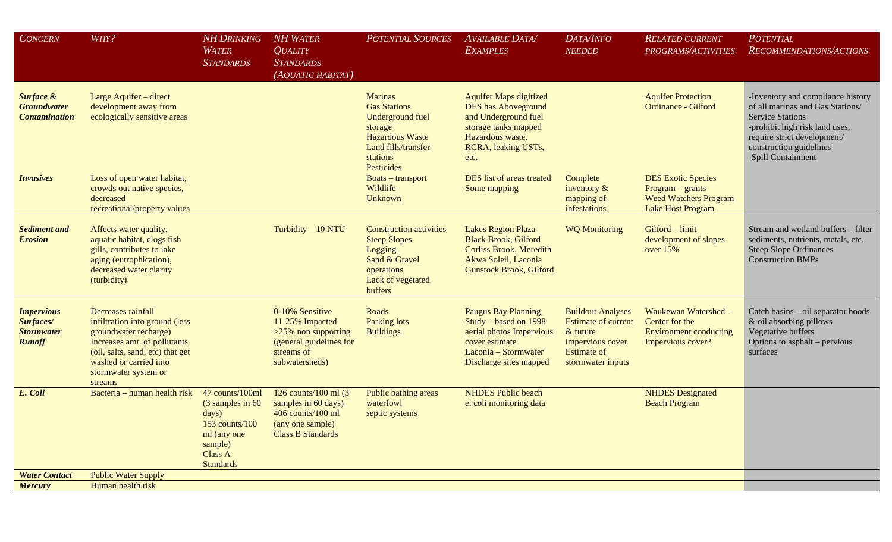| Concern | Why? | NH Drinking Water Standards | NH Water Quality Standards (Aquatic habitat) | Potential Sources | Available Data/ Examples | Data/Info needed | Related current programs/activities | Potential Recommendations/actions |
|---|---|---|---|---|---|---|---|---|
| ***Surface & Groundwater Contamination*** | Large Aquifer – direct development away from ecologically sensitive areas | | | Marinas<br>Gas Stations<br>Underground fuel storage<br>Hazardous Waste<br>Land fills/transfer stations<br>Pesticides | Aquifer Maps digitized<br>DES has Aboveground and Underground fuel storage tanks mapped<br>Hazardous waste, RCRA, leaking USTs, etc. | | Aquifer Protection Ordinance - Gilford | -Inventory and compliance history of all marinas and Gas Stations/ Service Stations<br>-prohibit high risk land uses, require strict development/ construction guidelines<br>-Spill Containment |
| ***Invasives*** | Loss of open water habitat, crowds out native species, decreased recreational/property values | | | Boats – transport<br>Wildlife<br>Unknown | DES list of areas treated<br>Some mapping | Complete inventory & mapping of infestations | DES Exotic Species Program – grants<br>Weed Watchers Program<br>Lake Host Program | |
| ***Sediment and Erosion*** | Affects water quality, aquatic habitat, clogs fish gills, contributes to lake aging (eutrophication), decreased water clarity (turbidity) | | Turbidity – 10 NTU | Construction activities<br>Steep Slopes<br>Logging<br>Sand & Gravel operations<br>Lack of vegetated buffers | Lakes Region Plaza<br>Black Brook, Gilford<br>Corliss Brook, Meredith<br>Akwa Soleil, Laconia<br>Gunstock Brook, Gilford | WQ Monitoring | Gilford – limit development of slopes over 15% | Stream and wetland buffers – filter sediments, nutrients, metals, etc.<br>Steep Slope Ordinances<br>Construction BMPs |
| ***Impervious Surfaces/ Stormwater Runoff*** | Decreases rainfall infiltration into ground (less groundwater recharge)<br>Increases amt. of pollutants (oil, salts, sand, etc) that get washed or carried into stormwater system or streams | | 0-10% Sensitive<br>11-25% Impacted<br>>25% non supporting<br>(general guidelines for streams of subwatersheds) | Roads<br>Parking lots<br>Buildings | Paugus Bay Planning Study – based on 1998 aerial photos Impervious cover estimate<br>Laconia – Stormwater Discharge sites mapped | Buildout Analyses<br>Estimate of current & future impervious cover<br>Estimate of stormwater inputs | Waukewan Watershed – Center for the Environment conducting Impervious cover? | Catch basins – oil separator hoods & oil absorbing pillows<br>Vegetative buffers<br>Options to asphalt – pervious surfaces |
| ***E. Coli*** | Bacteria – human health risk | 47 counts/100ml (3 samples in 60 days)<br>153 counts/100 ml (any one sample)<br>Class A Standards | 126 counts/100 ml (3 samples in 60 days)<br>406 counts/100 ml (any one sample)<br>Class B Standards | Public bathing areas<br>waterfowl<br>septic systems | NHDES Public beach e. coli monitoring data | | NHDES Designated Beach Program | |
| ***Water Contact*** | Public Water Supply | | | | | | | |
| ***Mercury*** | Human health risk | | | | | | | |